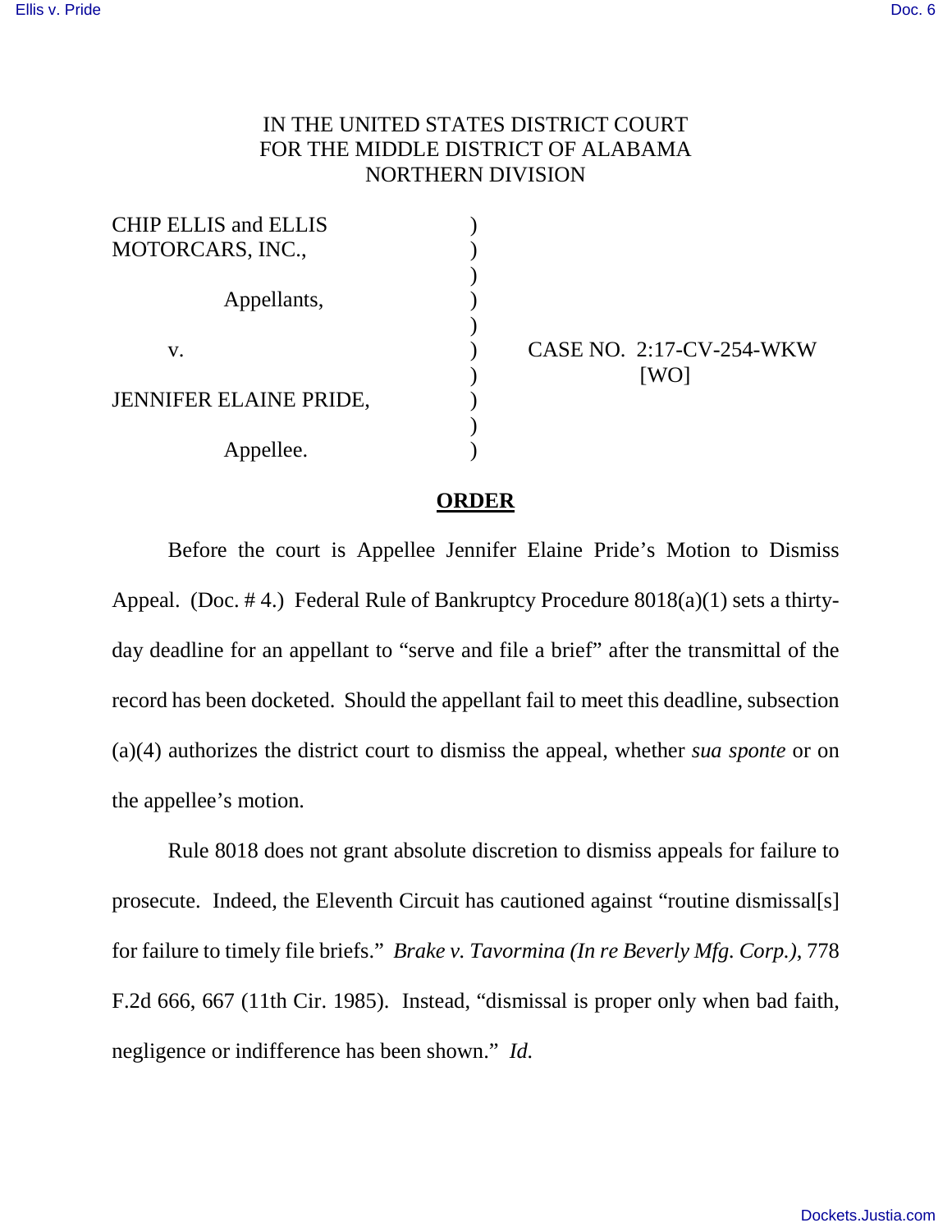IN THE UNITED STATES DISTRICT COURT
FOR THE MIDDLE DISTRICT OF ALABAMA
NORTHERN DIVISION

| | | |
|---|---|---|
| CHIP ELLIS and ELLIS MOTORCARS, INC., | ) | |
| Appellants, | ) | |
| v. | ) | CASE NO. 2:17-CV-254-WKW [WO] |
| JENNIFER ELAINE PRIDE, | ) | |
| Appellee. | ) | |

## **ORDER**

Before the court is Appellee Jennifer Elaine Pride's Motion to Dismiss Appeal. (Doc. # 4.) Federal Rule of Bankruptcy Procedure 8018(a)(1) sets a thirty-day deadline for an appellant to "serve and file a brief" after the transmittal of the record has been docketed. Should the appellant fail to meet this deadline, subsection (a)(4) authorizes the district court to dismiss the appeal, whether *sua sponte* or on the appellee's motion.

Rule 8018 does not grant absolute discretion to dismiss appeals for failure to prosecute. Indeed, the Eleventh Circuit has cautioned against "routine dismissal[s] for failure to timely file briefs." *Brake v. Tavormina (In re Beverly Mfg. Corp.)*, 778 F.2d 666, 667 (11th Cir. 1985). Instead, "dismissal is proper only when bad faith, negligence or indifference has been shown." *Id.*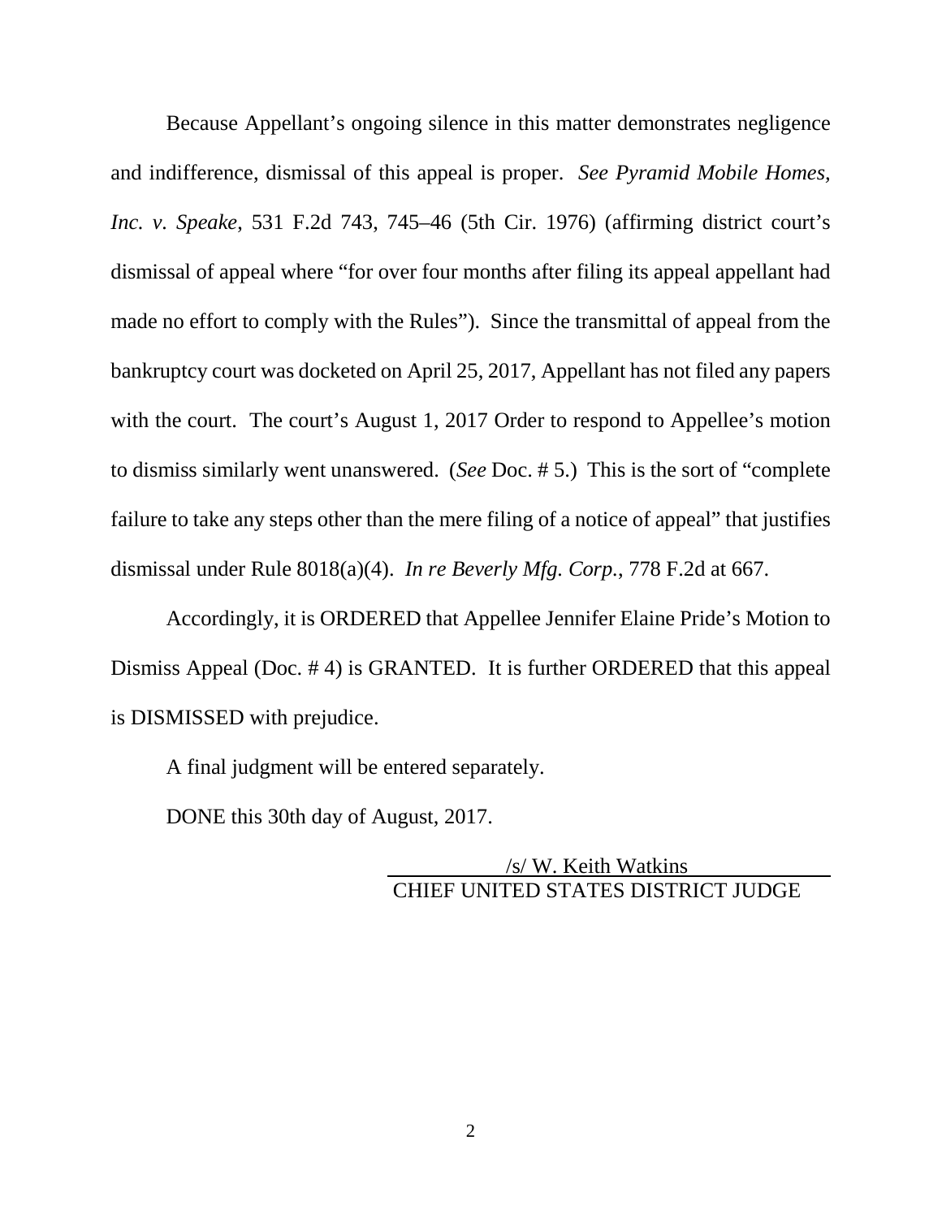Because Appellant's ongoing silence in this matter demonstrates negligence and indifference, dismissal of this appeal is proper. *See Pyramid Mobile Homes, Inc. v. Speake*, 531 F.2d 743, 745–46 (5th Cir. 1976) (affirming district court's dismissal of appeal where "for over four months after filing its appeal appellant had made no effort to comply with the Rules"). Since the transmittal of appeal from the bankruptcy court was docketed on April 25, 2017, Appellant has not filed any papers with the court. The court's August 1, 2017 Order to respond to Appellee's motion to dismiss similarly went unanswered. (*See* Doc. # 5.) This is the sort of "complete failure to take any steps other than the mere filing of a notice of appeal" that justifies dismissal under Rule 8018(a)(4). *In re Beverly Mfg. Corp.*, 778 F.2d at 667.

Accordingly, it is ORDERED that Appellee Jennifer Elaine Pride's Motion to Dismiss Appeal (Doc. # 4) is GRANTED. It is further ORDERED that this appeal is DISMISSED with prejudice.

A final judgment will be entered separately.

DONE this 30th day of August, 2017.

/s/ W. Keith Watkins
CHIEF UNITED STATES DISTRICT JUDGE